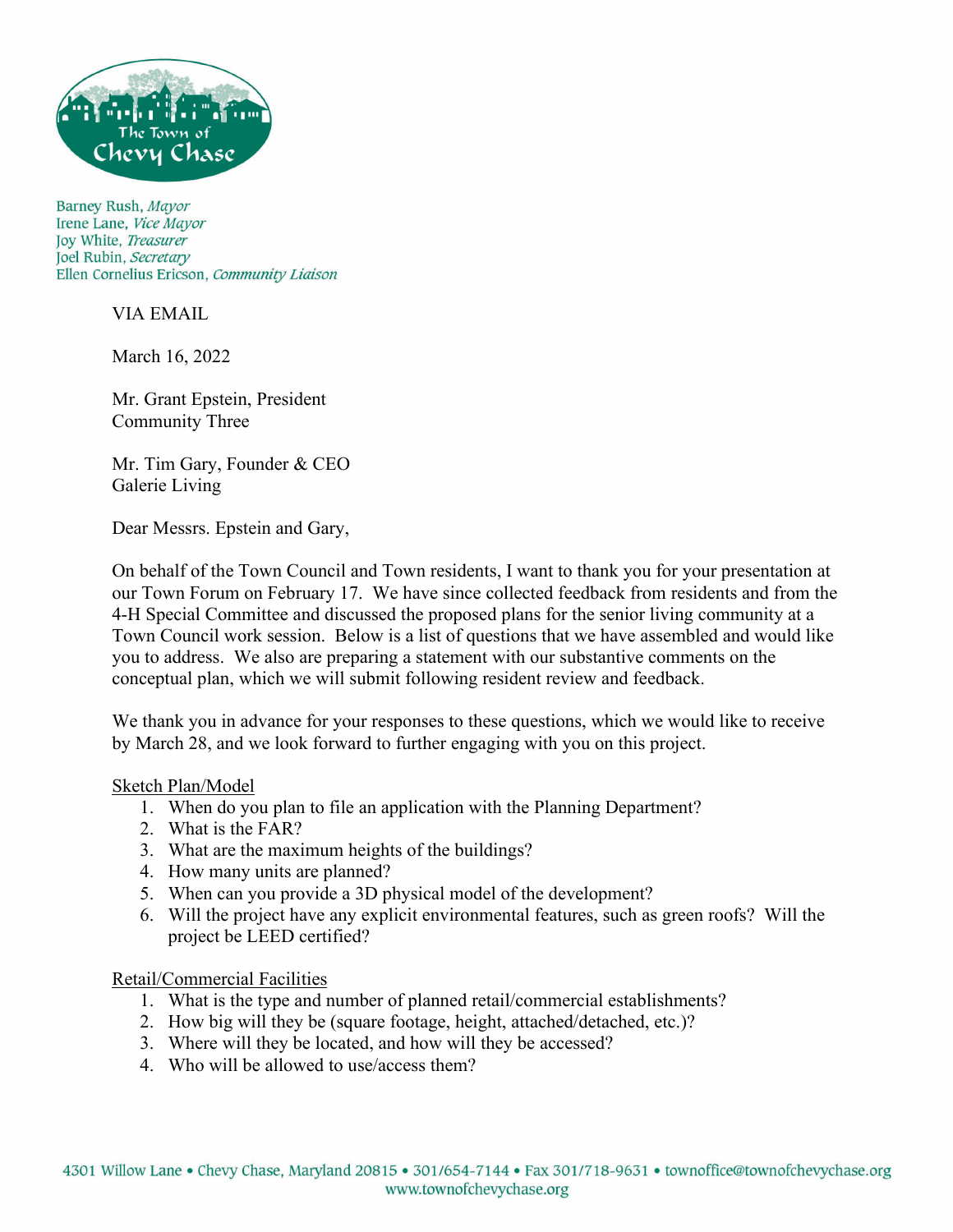The Town of Chevy Chase

Barney Rush, *Mayor*
Irene Lane, *Vice Mayor*
Joy White, *Treasurer*
Joel Rubin, *Secretary*
Ellen Cornelius Ericson, *Community Liaison*

VIA EMAIL

March 16, 2022

Mr. Grant Epstein, President
Community Three

Mr. Tim Gary, Founder & CEO
Galerie Living

Dear Messrs. Epstein and Gary,

On behalf of the Town Council and Town residents, I want to thank you for your presentation at our Town Forum on February 17. We have since collected feedback from residents and from the 4-H Special Committee and discussed the proposed plans for the senior living community at a Town Council work session. Below is a list of questions that we have assembled and would like you to address. We also are preparing a statement with our substantive comments on the conceptual plan, which we will submit following resident review and feedback.

We thank you in advance for your responses to these questions, which we would like to receive by March 28, and we look forward to further engaging with you on this project.

<u>Sketch Plan/Model</u>

1. When do you plan to file an application with the Planning Department?
2. What is the FAR?
3. What are the maximum heights of the buildings?
4. How many units are planned?
5. When can you provide a 3D physical model of the development?
6. Will the project have any explicit environmental features, such as green roofs? Will the project be LEED certified?

<u>Retail/Commercial Facilities</u>

1. What is the type and number of planned retail/commercial establishments?
2. How big will they be (square footage, height, attached/detached, etc.)?
3. Where will they be located, and how will they be accessed?
4. Who will be allowed to use/access them?

4301 Willow Lane • Chevy Chase, Maryland 20815 • 301/654-7144 • Fax 301/718-9631 • townoffice@townofchevychase.org
www.townofchevychase.org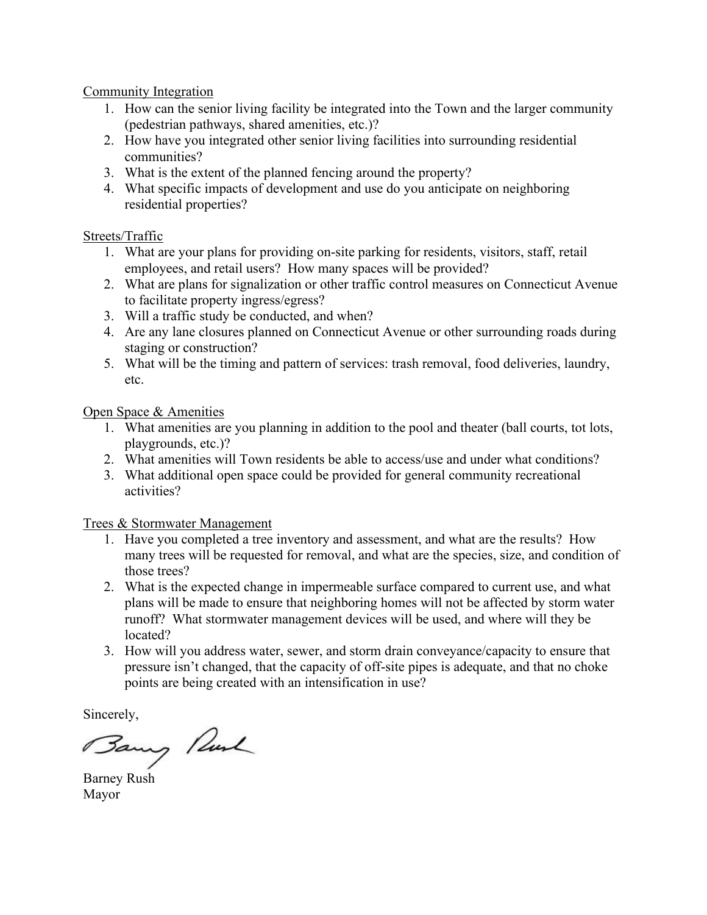Community Integration

1. How can the senior living facility be integrated into the Town and the larger community (pedestrian pathways, shared amenities, etc.)?
2. How have you integrated other senior living facilities into surrounding residential communities?
3. What is the extent of the planned fencing around the property?
4. What specific impacts of development and use do you anticipate on neighboring residential properties?

Streets/Traffic

1. What are your plans for providing on-site parking for residents, visitors, staff, retail employees, and retail users? How many spaces will be provided?
2. What are plans for signalization or other traffic control measures on Connecticut Avenue to facilitate property ingress/egress?
3. Will a traffic study be conducted, and when?
4. Are any lane closures planned on Connecticut Avenue or other surrounding roads during staging or construction?
5. What will be the timing and pattern of services: trash removal, food deliveries, laundry, etc.

Open Space & Amenities

1. What amenities are you planning in addition to the pool and theater (ball courts, tot lots, playgrounds, etc.)?
2. What amenities will Town residents be able to access/use and under what conditions?
3. What additional open space could be provided for general community recreational activities?

Trees & Stormwater Management

1. Have you completed a tree inventory and assessment, and what are the results? How many trees will be requested for removal, and what are the species, size, and condition of those trees?
2. What is the expected change in impermeable surface compared to current use, and what plans will be made to ensure that neighboring homes will not be affected by storm water runoff? What stormwater management devices will be used, and where will they be located?
3. How will you address water, sewer, and storm drain conveyance/capacity to ensure that pressure isn't changed, that the capacity of off-site pipes is adequate, and that no choke points are being created with an intensification in use?

Sincerely,

Barney Rush
Mayor